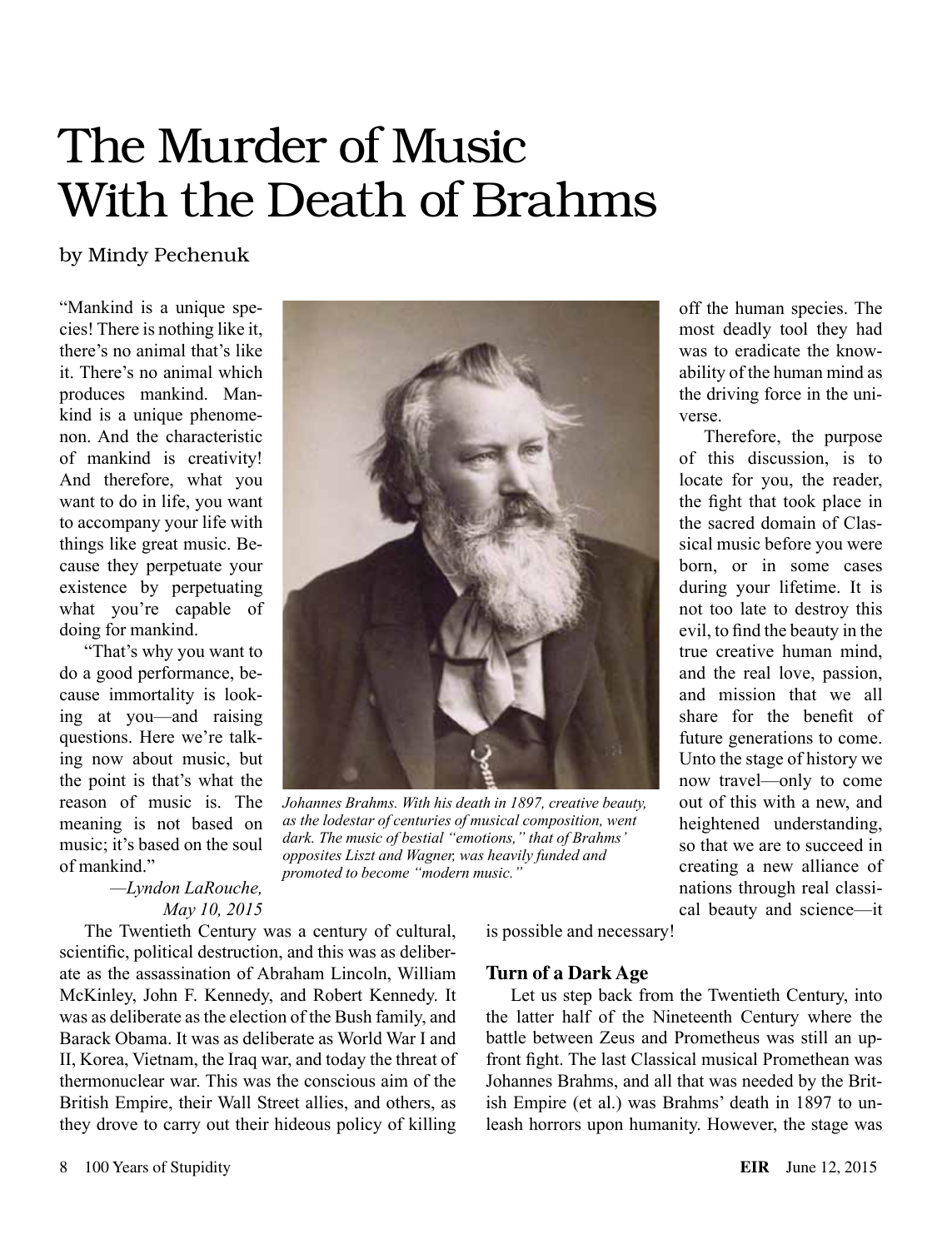# The Murder of Music With the Death of Brahms

by Mindy Pechenuk

"Mankind is a unique species! There is nothing like it, there's no animal that's like it. There's no animal which produces mankind. Mankind is a unique phenomenon. And the characteristic of mankind is creativity! And therefore, what you want to do in life, you want to accompany your life with things like great music. Because they perpetuate your existence by perpetuating what you're capable of doing for mankind.

"That's why you want to do a good performance, because immortality is looking at you—and raising questions. Here we're talking now about music, but the point is that's what the reason of music is. The meaning is not based on music; it's based on the soul of mankind."

—*Lyndon LaRouche, May 10, 2015*

*Johannes Brahms. With his death in 1897, creative beauty, as the lodestar of centuries of musical composition, went dark. The music of bestial "emotions," that of Brahms' opposites Liszt and Wagner, was heavily funded and promoted to become "modern music."*

The Twentieth Century was a century of cultural, scientific, political destruction, and this was as deliberate as the assassination of Abraham Lincoln, William McKinley, John F. Kennedy, and Robert Kennedy. It was as deliberate as the election of the Bush family, and Barack Obama. It was as deliberate as World War I and II, Korea, Vietnam, the Iraq war, and today the threat of thermonuclear war. This was the conscious aim of the British Empire, their Wall Street allies, and others, as they drove to carry out their hideous policy of killing off the human species. The most deadly tool they had was to eradicate the knowability of the human mind as the driving force in the universe.

Therefore, the purpose of this discussion, is to locate for you, the reader, the fight that took place in the sacred domain of Classical music before you were born, or in some cases during your lifetime. It is not too late to destroy this evil, to find the beauty in the true creative human mind, and the real love, passion, and mission that we all share for the benefit of future generations to come. Unto the stage of history we now travel—only to come out of this with a new, and heightened understanding, so that we are to succeed in creating a new alliance of nations through real classical beauty and science—it is possible and necessary!

### Turn of a Dark Age

Let us step back from the Twentieth Century, into the latter half of the Nineteenth Century where the battle between Zeus and Prometheus was still an upfront fight. The last Classical musical Promethean was Johannes Brahms, and all that was needed by the British Empire (et al.) was Brahms' death in 1897 to unleash horrors upon humanity. However, the stage was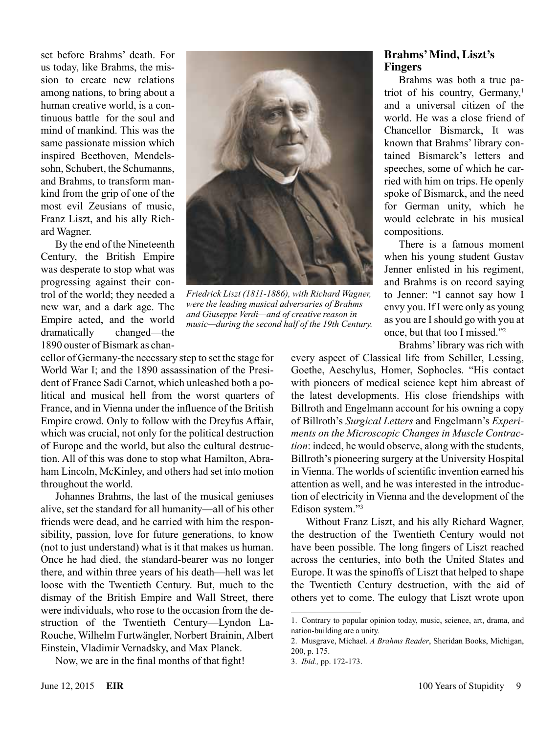set before Brahms' death. For us today, like Brahms, the mission to create new relations among nations, to bring about a human creative world, is a continuous battle for the soul and mind of mankind. This was the same passionate mission which inspired Beethoven, Mendelssohn, Schubert, the Schumanns, and Brahms, to transform mankind from the grip of one of the most evil Zeusians of music, Franz Liszt, and his ally Richard Wagner.

By the end of the Nineteenth Century, the British Empire was desperate to stop what was progressing against their control of the world; they needed a new war, and a dark age. The Empire acted, and the world dramatically changed—the 1890 ouster of Bismark as chancellor of Germany-the necessary step to set the stage for World War I; and the 1890 assassination of the President of France Sadi Carnot, which unleashed both a political and musical hell from the worst quarters of France, and in Vienna under the influence of the British Empire crowd. Only to follow with the Dreyfus Affair, which was crucial, not only for the political destruction of Europe and the world, but also the cultural destruction. All of this was done to stop what Hamilton, Abraham Lincoln, McKinley, and others had set into motion throughout the world.

Johannes Brahms, the last of the musical geniuses alive, set the standard for all humanity—all of his other friends were dead, and he carried with him the responsibility, passion, love for future generations, to know (not to just understand) what is it that makes us human. Once he had died, the standard-bearer was no longer there, and within three years of his death—hell was let loose with the Twentieth Century. But, much to the dismay of the British Empire and Wall Street, there were individuals, who rose to the occasion from the destruction of the Twentieth Century—Lyndon LaRouche, Wilhelm Furtwängler, Norbert Brainin, Albert Einstein, Vladimir Vernadsky, and Max Planck.

Now, we are in the final months of that fight!

*Friedrick Liszt (1811-1886), with Richard Wagner, were the leading musical adversaries of Brahms and Giuseppe Verdi—and of creative reason in music—during the second half of the 19th Century.*

## Brahms' Mind, Liszt's Fingers

Brahms was both a true patriot of his country, Germany,[1] and a universal citizen of the world. He was a close friend of Chancellor Bismarck, It was known that Brahms' library contained Bismarck's letters and speeches, some of which he carried with him on trips. He openly spoke of Bismarck, and the need for German unity, which he would celebrate in his musical compositions.

There is a famous moment when his young student Gustav Jenner enlisted in his regiment, and Brahms is on record saying to Jenner: "I cannot say how I envy you. If I were only as young as you are I should go with you at once, but that too I missed."[2]

Brahms' library was rich with every aspect of Classical life from Schiller, Lessing, Goethe, Aeschylus, Homer, Sophocles. "His contact with pioneers of medical science kept him abreast of the latest developments. His close friendships with Billroth and Engelmann account for his owning a copy of Billroth's *Surgical Letters* and Engelmann's *Experiments on the Microscopic Changes in Muscle Contraction*: indeed, he would observe, along with the students, Billroth's pioneering surgery at the University Hospital in Vienna. The worlds of scientific invention earned his attention as well, and he was interested in the introduction of electricity in Vienna and the development of the Edison system."[3]

Without Franz Liszt, and his ally Richard Wagner, the destruction of the Twentieth Century would not have been possible. The long fingers of Liszt reached across the centuries, into both the United States and Europe. It was the spinoffs of Liszt that helped to shape the Twentieth Century destruction, with the aid of others yet to come. The eulogy that Liszt wrote upon

1. Contrary to popular opinion today, music, science, art, drama, and nation-building are a unity.
2. Musgrave, Michael. *A Brahms Reader*, Sheridan Books, Michigan, 200, p. 175.
3. *Ibid.,* pp. 172-173.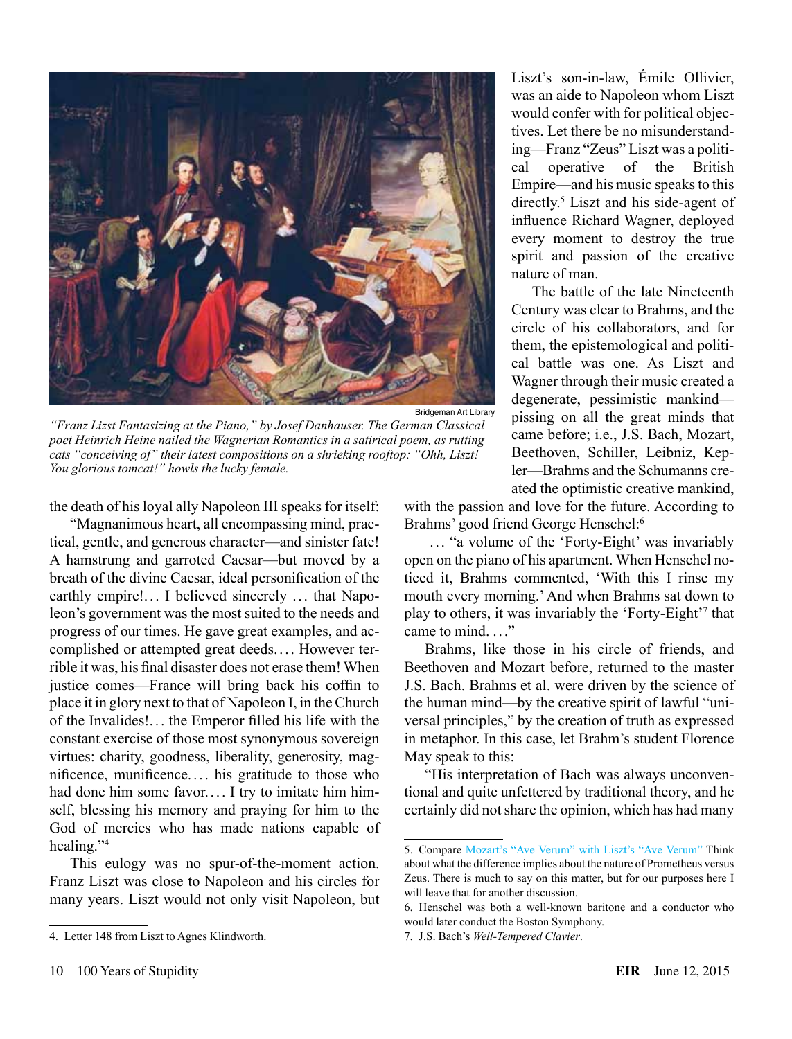Bridgeman Art Library

*"Franz Lizst Fantasizing at the Piano," by Josef Danhauser. The German Classical poet Heinrich Heine nailed the Wagnerian Romantics in a satirical poem, as rutting cats "conceiving of" their latest compositions on a shrieking rooftop: "Ohh, Liszt! You glorious tomcat!" howls the lucky female.*

the death of his loyal ally Napoleon III speaks for itself:

"Magnanimous heart, all encompassing mind, practical, gentle, and generous character—and sinister fate! A hamstrung and garroted Caesar—but moved by a breath of the divine Caesar, ideal personification of the earthly empire!... I believed sincerely ... that Napoleon's government was the most suited to the needs and progress of our times. He gave great examples, and accomplished or attempted great deeds.... However terrible it was, his final disaster does not erase them! When justice comes—France will bring back his coffin to place it in glory next to that of Napoleon I, in the Church of the Invalides!... the Emperor filled his life with the constant exercise of those most synonymous sovereign virtues: charity, goodness, liberality, generosity, magnificence, munificence.... his gratitude to those who had done him some favor.... I try to imitate him himself, blessing his memory and praying for him to the God of mercies who has made nations capable of healing."[4]

This eulogy was no spur-of-the-moment action. Franz Liszt was close to Napoleon and his circles for many years. Liszt would not only visit Napoleon, but Liszt's son-in-law, Émile Ollivier, was an aide to Napoleon whom Liszt would confer with for political objectives. Let there be no misunderstanding—Franz "Zeus" Liszt was a political operative of the British Empire—and his music speaks to this directly.[5] Liszt and his side-agent of influence Richard Wagner, deployed every moment to destroy the true spirit and passion of the creative nature of man.

The battle of the late Nineteenth Century was clear to Brahms, and the circle of his collaborators, and for them, the epistemological and political battle was one. As Liszt and Wagner through their music created a degenerate, pessimistic mankind—pissing on all the great minds that came before; i.e., J.S. Bach, Mozart, Beethoven, Schiller, Leibniz, Kepler—Brahms and the Schumanns created the optimistic creative mankind, with the passion and love for the future. According to Brahms' good friend George Henschel:[6]

... "a volume of the 'Forty-Eight' was invariably open on the piano of his apartment. When Henschel noticed it, Brahms commented, 'With this I rinse my mouth every morning.' And when Brahms sat down to play to others, it was invariably the 'Forty-Eight'[7] that came to mind. . . ."

Brahms, like those in his circle of friends, and Beethoven and Mozart before, returned to the master J.S. Bach. Brahms et al. were driven by the science of the human mind—by the creative spirit of lawful "universal principles," by the creation of truth as expressed in metaphor. In this case, let Brahm's student Florence May speak to this:

"His interpretation of Bach was always unconventional and quite unfettered by traditional theory, and he certainly did not share the opinion, which has had many

---

4. Letter 148 from Liszt to Agnes Klindworth.

5. Compare Mozart's "Ave Verum" with Liszt's "Ave Verum" Think about what the difference implies about the nature of Prometheus versus Zeus. There is much to say on this matter, but for our purposes here I will leave that for another discussion.

6. Henschel was both a well-known baritone and a conductor who would later conduct the Boston Symphony.

7. J.S. Bach's *Well-Tempered Clavier*.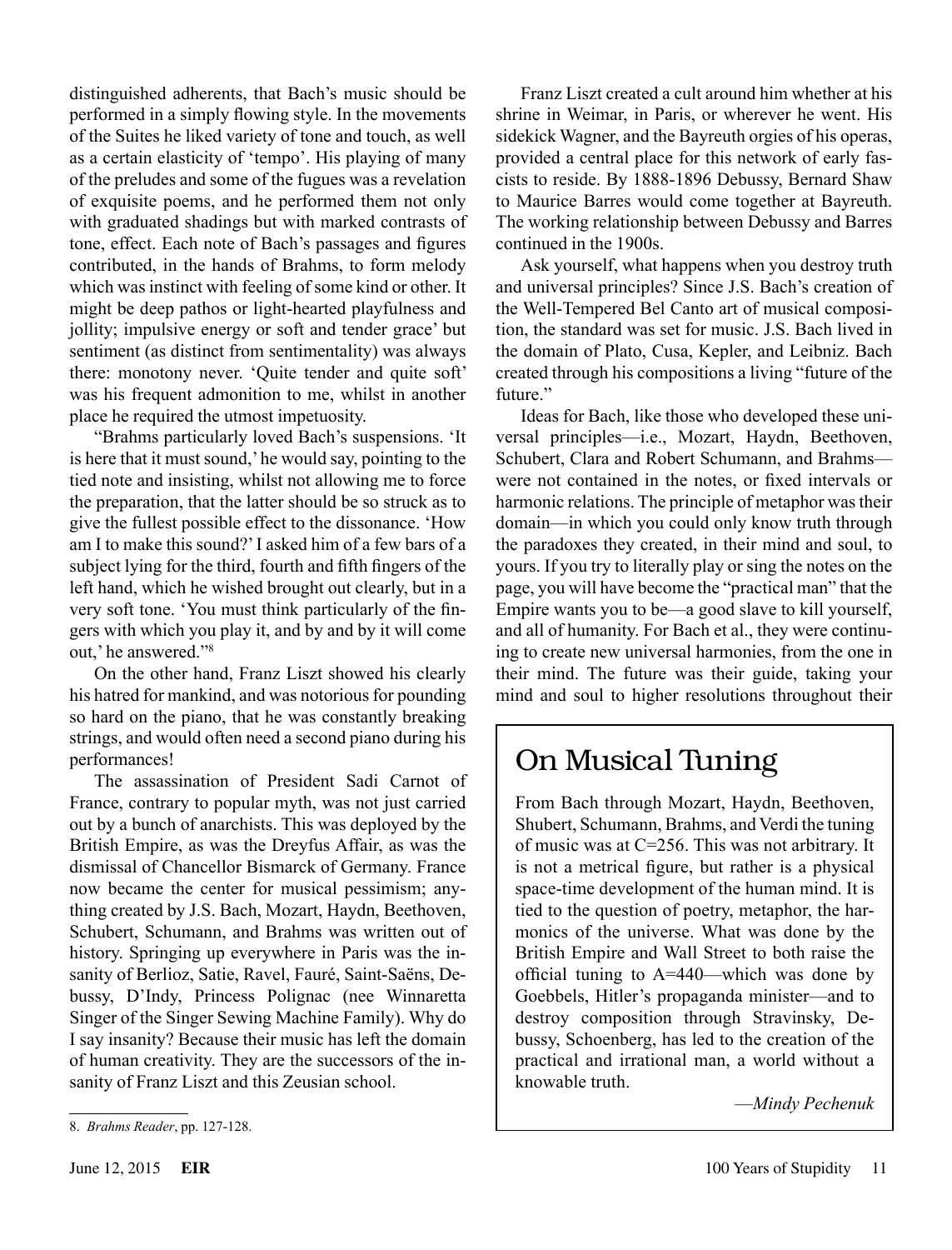distinguished adherents, that Bach's music should be performed in a simply flowing style. In the movements of the Suites he liked variety of tone and touch, as well as a certain elasticity of 'tempo'. His playing of many of the preludes and some of the fugues was a revelation of exquisite poems, and he performed them not only with graduated shadings but with marked contrasts of tone, effect. Each note of Bach's passages and figures contributed, in the hands of Brahms, to form melody which was instinct with feeling of some kind or other. It might be deep pathos or light-hearted playfulness and jollity; impulsive energy or soft and tender grace' but sentiment (as distinct from sentimentality) was always there: monotony never. 'Quite tender and quite soft' was his frequent admonition to me, whilst in another place he required the utmost impetuosity.

"Brahms particularly loved Bach's suspensions. 'It is here that it must sound,' he would say, pointing to the tied note and insisting, whilst not allowing me to force the preparation, that the latter should be so struck as to give the fullest possible effect to the dissonance. 'How am I to make this sound?' I asked him of a few bars of a subject lying for the third, fourth and fifth fingers of the left hand, which he wished brought out clearly, but in a very soft tone. 'You must think particularly of the fingers with which you play it, and by and by it will come out,' he answered."[8]

On the other hand, Franz Liszt showed his clearly his hatred for mankind, and was notorious for pounding so hard on the piano, that he was constantly breaking strings, and would often need a second piano during his performances!

The assassination of President Sadi Carnot of France, contrary to popular myth, was not just carried out by a bunch of anarchists. This was deployed by the British Empire, as was the Dreyfus Affair, as was the dismissal of Chancellor Bismarck of Germany. France now became the center for musical pessimism; anything created by J.S. Bach, Mozart, Haydn, Beethoven, Schubert, Schumann, and Brahms was written out of history. Springing up everywhere in Paris was the insanity of Berlioz, Satie, Ravel, Fauré, Saint-Saëns, Debussy, D'Indy, Princess Polignac (nee Winnaretta Singer of the Singer Sewing Machine Family). Why do I say insanity? Because their music has left the domain of human creativity. They are the successors of the insanity of Franz Liszt and this Zeusian school.

Franz Liszt created a cult around him whether at his shrine in Weimar, in Paris, or wherever he went. His sidekick Wagner, and the Bayreuth orgies of his operas, provided a central place for this network of early fascists to reside. By 1888-1896 Debussy, Bernard Shaw to Maurice Barres would come together at Bayreuth. The working relationship between Debussy and Barres continued in the 1900s.

Ask yourself, what happens when you destroy truth and universal principles? Since J.S. Bach's creation of the Well-Tempered Bel Canto art of musical composition, the standard was set for music. J.S. Bach lived in the domain of Plato, Cusa, Kepler, and Leibniz. Bach created through his compositions a living "future of the future."

Ideas for Bach, like those who developed these universal principles—i.e., Mozart, Haydn, Beethoven, Schubert, Clara and Robert Schumann, and Brahms—were not contained in the notes, or fixed intervals or harmonic relations. The principle of metaphor was their domain—in which you could only know truth through the paradoxes they created, in their mind and soul, to yours. If you try to literally play or sing the notes on the page, you will have become the "practical man" that the Empire wants you to be—a good slave to kill yourself, and all of humanity. For Bach et al., they were continuing to create new universal harmonies, from the one in their mind. The future was their guide, taking your mind and soul to higher resolutions throughout their

## On Musical Tuning

From Bach through Mozart, Haydn, Beethoven, Shubert, Schumann, Brahms, and Verdi the tuning of music was at C=256. This was not arbitrary. It is not a metrical figure, but rather is a physical space-time development of the human mind. It is tied to the question of poetry, metaphor, the harmonics of the universe. What was done by the British Empire and Wall Street to both raise the official tuning to A=440—which was done by Goebbels, Hitler's propaganda minister—and to destroy composition through Stravinsky, Debussy, Schoenberg, has led to the creation of the practical and irrational man, a world without a knowable truth.

—*Mindy Pechenuk*

---

8. *Brahms Reader*, pp. 127-128.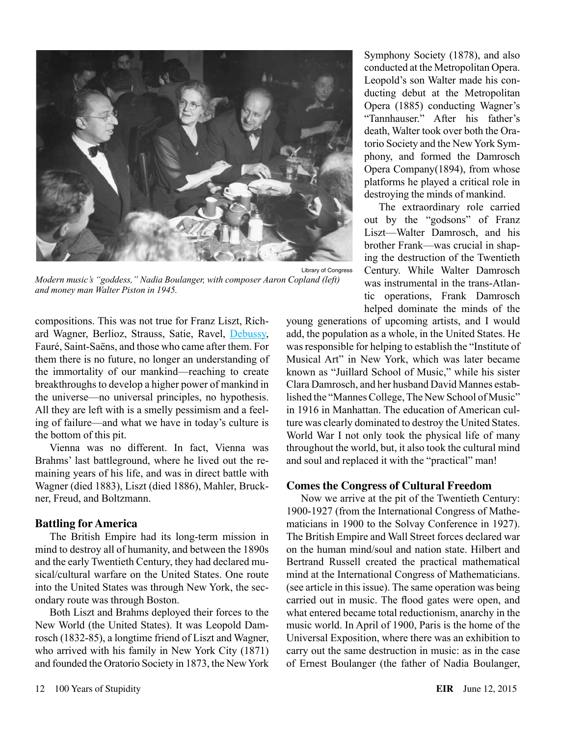Modern music's "goddess," Nadia Boulanger, with composer Aaron Copland (left) and money man Walter Piston in 1945.

compositions. This was not true for Franz Liszt, Richard Wagner, Berlioz, Strauss, Satie, Ravel, Debussy, Fauré, Saint-Saëns, and those who came after them. For them there is no future, no longer an understanding of the immortality of our mankind—reaching to create breakthroughs to develop a higher power of mankind in the universe—no universal principles, no hypothesis. All they are left with is a smelly pessimism and a feeling of failure—and what we have in today's culture is the bottom of this pit.

Vienna was no different. In fact, Vienna was Brahms' last battleground, where he lived out the remaining years of his life, and was in direct battle with Wagner (died 1883), Liszt (died 1886), Mahler, Bruckner, Freud, and Boltzmann.

### Battling for America

The British Empire had its long-term mission in mind to destroy all of humanity, and between the 1890s and the early Twentieth Century, they had declared musical/cultural warfare on the United States. One route into the United States was through New York, the secondary route was through Boston.

Both Liszt and Brahms deployed their forces to the New World (the United States). It was Leopold Damrosch (1832-85), a longtime friend of Liszt and Wagner, who arrived with his family in New York City (1871) and founded the Oratorio Society in 1873, the New York Symphony Society (1878), and also conducted at the Metropolitan Opera. Leopold's son Walter made his conducting debut at the Metropolitan Opera (1885) conducting Wagner's "Tannhauser." After his father's death, Walter took over both the Oratorio Society and the New York Symphony, and formed the Damrosch Opera Company(1894), from whose platforms he played a critical role in destroying the minds of mankind.

The extraordinary role carried out by the "godsons" of Franz Liszt—Walter Damrosch, and his brother Frank—was crucial in shaping the destruction of the Twentieth Century. While Walter Damrosch was instrumental in the trans-Atlantic operations, Frank Damrosch helped dominate the minds of the young generations of upcoming artists, and I would add, the population as a whole, in the United States. He was responsible for helping to establish the "Institute of Musical Art" in New York, which was later became known as "Juillard School of Music," while his sister Clara Damrosch, and her husband David Mannes established the "Mannes College, The New School of Music" in 1916 in Manhattan. The education of American culture was clearly dominated to destroy the United States. World War I not only took the physical life of many throughout the world, but, it also took the cultural mind and soul and replaced it with the "practical" man!

### Comes the Congress of Cultural Freedom

Now we arrive at the pit of the Twentieth Century: 1900-1927 (from the International Congress of Mathematicians in 1900 to the Solvay Conference in 1927). The British Empire and Wall Street forces declared war on the human mind/soul and nation state. Hilbert and Bertrand Russell created the practical mathematical mind at the International Congress of Mathematicians. (see article in this issue). The same operation was being carried out in music. The flood gates were open, and what entered became total reductionism, anarchy in the music world. In April of 1900, Paris is the home of the Universal Exposition, where there was an exhibition to carry out the same destruction in music: as in the case of Ernest Boulanger (the father of Nadia Boulanger,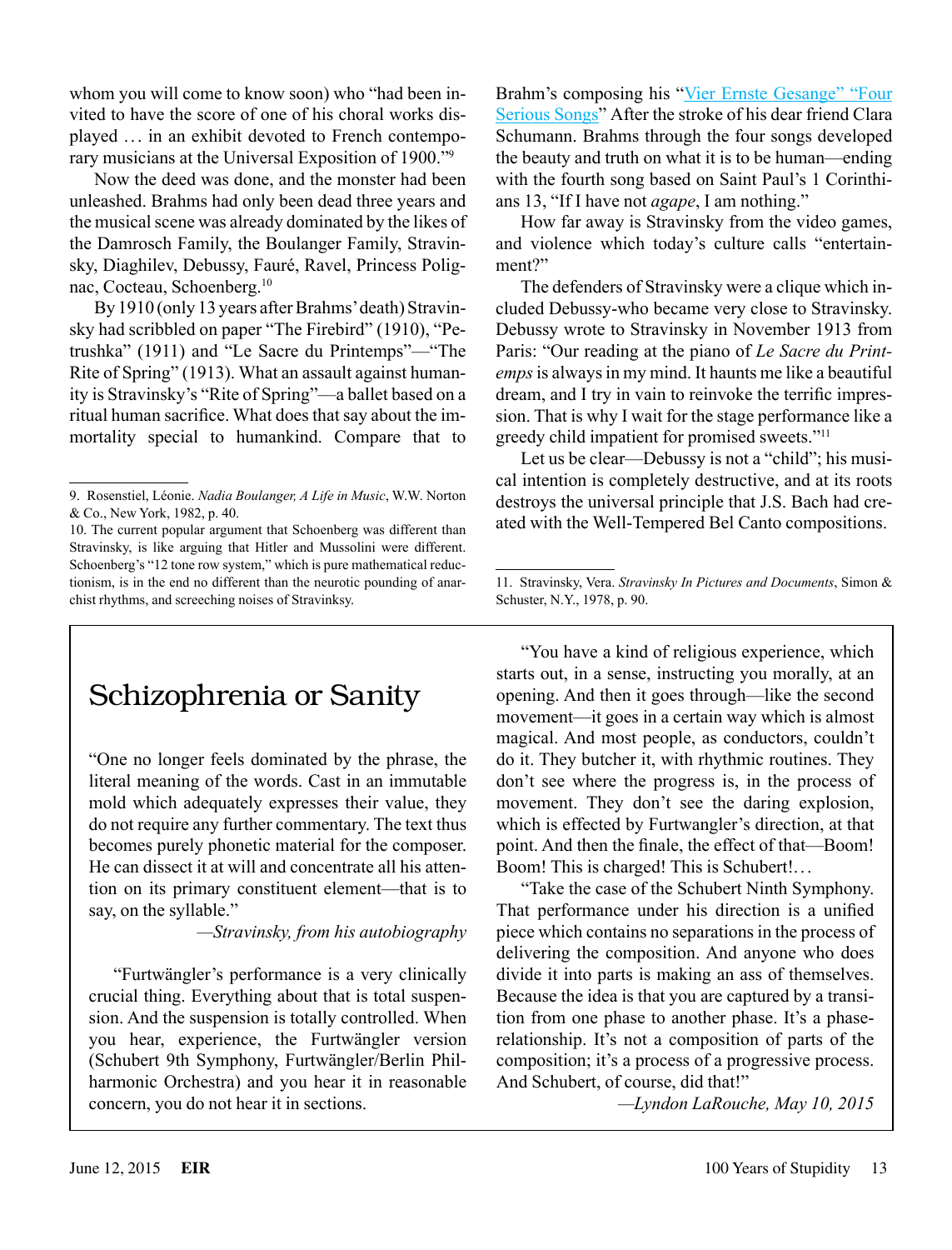whom you will come to know soon) who "had been invited to have the score of one of his choral works displayed … in an exhibit devoted to French contemporary musicians at the Universal Exposition of 1900."[9]

Now the deed was done, and the monster had been unleashed. Brahms had only been dead three years and the musical scene was already dominated by the likes of the Damrosch Family, the Boulanger Family, Stravinsky, Diaghilev, Debussy, Fauré, Ravel, Princess Polignac, Cocteau, Schoenberg.[10]

By 1910 (only 13 years after Brahms' death) Stravinsky had scribbled on paper "The Firebird" (1910), "Petrushka" (1911) and "Le Sacre du Printemps"—"The Rite of Spring" (1913). What an assault against humanity is Stravinsky's "Rite of Spring"—a ballet based on a ritual human sacrifice. What does that say about the immortality special to humankind. Compare that to Brahm's composing his "Vier Ernste Gesange" "Four Serious Songs" After the stroke of his dear friend Clara Schumann. Brahms through the four songs developed the beauty and truth on what it is to be human—ending with the fourth song based on Saint Paul's 1 Corinthians 13, "If I have not *agape*, I am nothing."

How far away is Stravinsky from the video games, and violence which today's culture calls "entertainment?"

The defenders of Stravinsky were a clique which included Debussy-who became very close to Stravinsky. Debussy wrote to Stravinsky in November 1913 from Paris: "Our reading at the piano of *Le Sacre du Printemps* is always in my mind. It haunts me like a beautiful dream, and I try in vain to reinvoke the terrific impression. That is why I wait for the stage performance like a greedy child impatient for promised sweets."[11]

Let us be clear—Debussy is not a "child"; his musical intention is completely destructive, and at its roots destroys the universal principle that J.S. Bach had created with the Well-Tempered Bel Canto compositions.

9. Rosenstiel, Léonie. *Nadia Boulanger, A Life in Music*, W.W. Norton & Co., New York, 1982, p. 40.

10. The current popular argument that Schoenberg was different than Stravinsky, is like arguing that Hitler and Mussolini were different. Schoenberg's "12 tone row system," which is pure mathematical reductionism, is in the end no different than the neurotic pounding of anarchist rhythms, and screeching noises of Stravinksy.

11. Stravinsky, Vera. *Stravinsky In Pictures and Documents*, Simon & Schuster, N.Y., 1978, p. 90.

## Schizophrenia or Sanity

"One no longer feels dominated by the phrase, the literal meaning of the words. Cast in an immutable mold which adequately expresses their value, they do not require any further commentary. The text thus becomes purely phonetic material for the composer. He can dissect it at will and concentrate all his attention on its primary constituent element—that is to say, on the syllable."

—*Stravinsky, from his autobiography*

"Furtwängler's performance is a very clinically crucial thing. Everything about that is total suspension. And the suspension is totally controlled. When you hear, experience, the Furtwängler version (Schubert 9th Symphony, Furtwängler/Berlin Philharmonic Orchestra) and you hear it in reasonable concern, you do not hear it in sections.

"You have a kind of religious experience, which starts out, in a sense, instructing you morally, at an opening. And then it goes through—like the second movement—it goes in a certain way which is almost magical. And most people, as conductors, couldn't do it. They butcher it, with rhythmic routines. They don't see where the progress is, in the process of movement. They don't see the daring explosion, which is effected by Furtwangler's direction, at that point. And then the finale, the effect of that—Boom! Boom! This is charged! This is Schubert!…

"Take the case of the Schubert Ninth Symphony. That performance under his direction is a unified piece which contains no separations in the process of delivering the composition. And anyone who does divide it into parts is making an ass of themselves. Because the idea is that you are captured by a transition from one phase to another phase. It's a phase-relationship. It's not a composition of parts of the composition; it's a process of a progressive process. And Schubert, of course, did that!"

—*Lyndon LaRouche, May 10, 2015*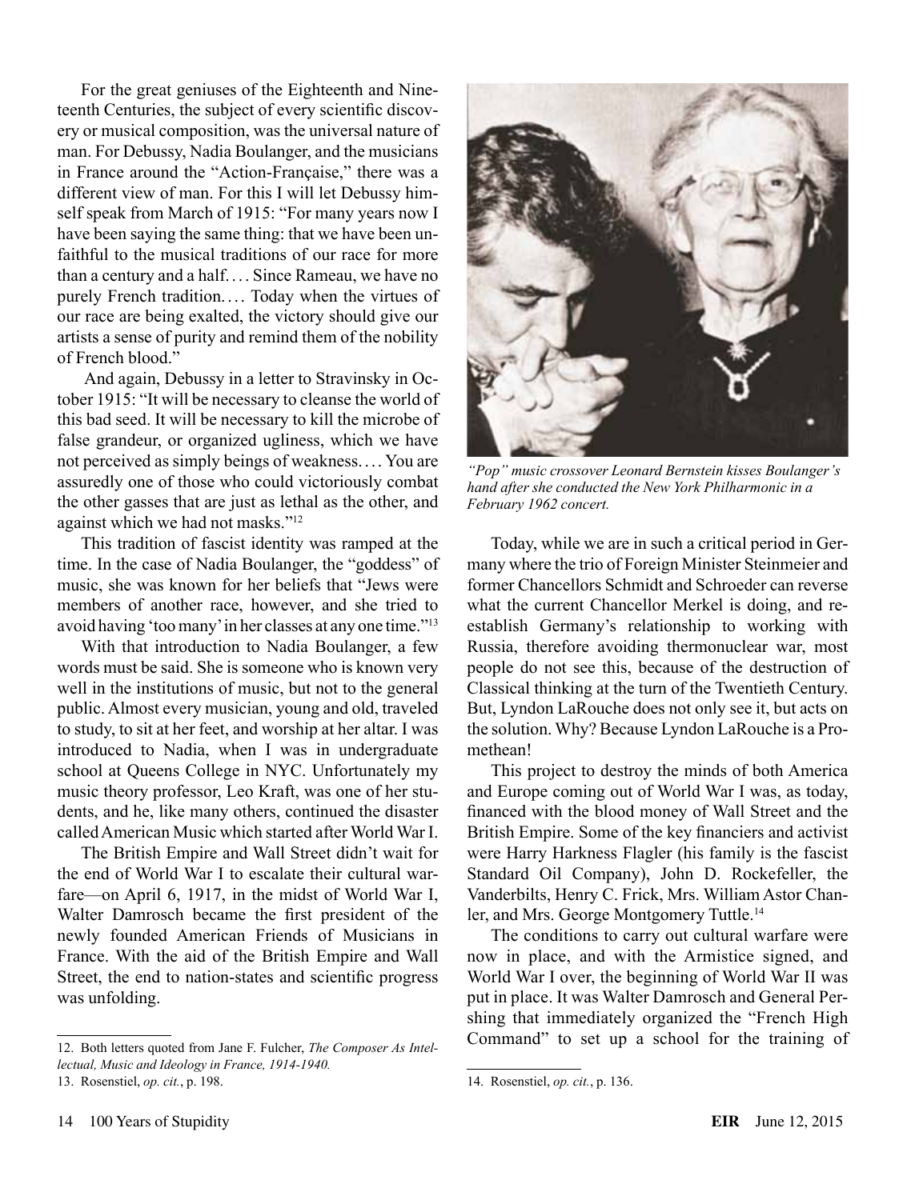For the great geniuses of the Eighteenth and Nineteenth Centuries, the subject of every scientific discovery or musical composition, was the universal nature of man. For Debussy, Nadia Boulanger, and the musicians in France around the "Action-Française," there was a different view of man. For this I will let Debussy himself speak from March of 1915: "For many years now I have been saying the same thing: that we have been unfaithful to the musical traditions of our race for more than a century and a half.... Since Rameau, we have no purely French tradition.... Today when the virtues of our race are being exalted, the victory should give our artists a sense of purity and remind them of the nobility of French blood."

And again, Debussy in a letter to Stravinsky in October 1915: "It will be necessary to cleanse the world of this bad seed. It will be necessary to kill the microbe of false grandeur, or organized ugliness, which we have not perceived as simply beings of weakness.... You are assuredly one of those who could victoriously combat the other gasses that are just as lethal as the other, and against which we had not masks."[12]

This tradition of fascist identity was ramped at the time. In the case of Nadia Boulanger, the "goddess" of music, she was known for her beliefs that "Jews were members of another race, however, and she tried to avoid having 'too many' in her classes at any one time."[13]

With that introduction to Nadia Boulanger, a few words must be said. She is someone who is known very well in the institutions of music, but not to the general public. Almost every musician, young and old, traveled to study, to sit at her feet, and worship at her altar. I was introduced to Nadia, when I was in undergraduate school at Queens College in NYC. Unfortunately my music theory professor, Leo Kraft, was one of her students, and he, like many others, continued the disaster called American Music which started after World War I.

The British Empire and Wall Street didn't wait for the end of World War I to escalate their cultural warfare—on April 6, 1917, in the midst of World War I, Walter Damrosch became the first president of the newly founded American Friends of Musicians in France. With the aid of the British Empire and Wall Street, the end to nation-states and scientific progress was unfolding.

*"Pop" music crossover Leonard Bernstein kisses Boulanger's hand after she conducted the New York Philharmonic in a February 1962 concert.*

Today, while we are in such a critical period in Germany where the trio of Foreign Minister Steinmeier and former Chancellors Schmidt and Schroeder can reverse what the current Chancellor Merkel is doing, and reestablish Germany's relationship to working with Russia, therefore avoiding thermonuclear war, most people do not see this, because of the destruction of Classical thinking at the turn of the Twentieth Century. But, Lyndon LaRouche does not only see it, but acts on the solution. Why? Because Lyndon LaRouche is a Promethean!

This project to destroy the minds of both America and Europe coming out of World War I was, as today, financed with the blood money of Wall Street and the British Empire. Some of the key financiers and activist were Harry Harkness Flagler (his family is the fascist Standard Oil Company), John D. Rockefeller, the Vanderbilts, Henry C. Frick, Mrs. William Astor Chanler, and Mrs. George Montgomery Tuttle.[14]

The conditions to carry out cultural warfare were now in place, and with the Armistice signed, and World War I over, the beginning of World War II was put in place. It was Walter Damrosch and General Pershing that immediately organized the "French High Command" to set up a school for the training of

---

12. Both letters quoted from Jane F. Fulcher, *The Composer As Intellectual, Music and Ideology in France, 1914-1940.*

13. Rosenstiel, *op. cit.*, p. 198.

14. Rosenstiel, *op. cit.*, p. 136.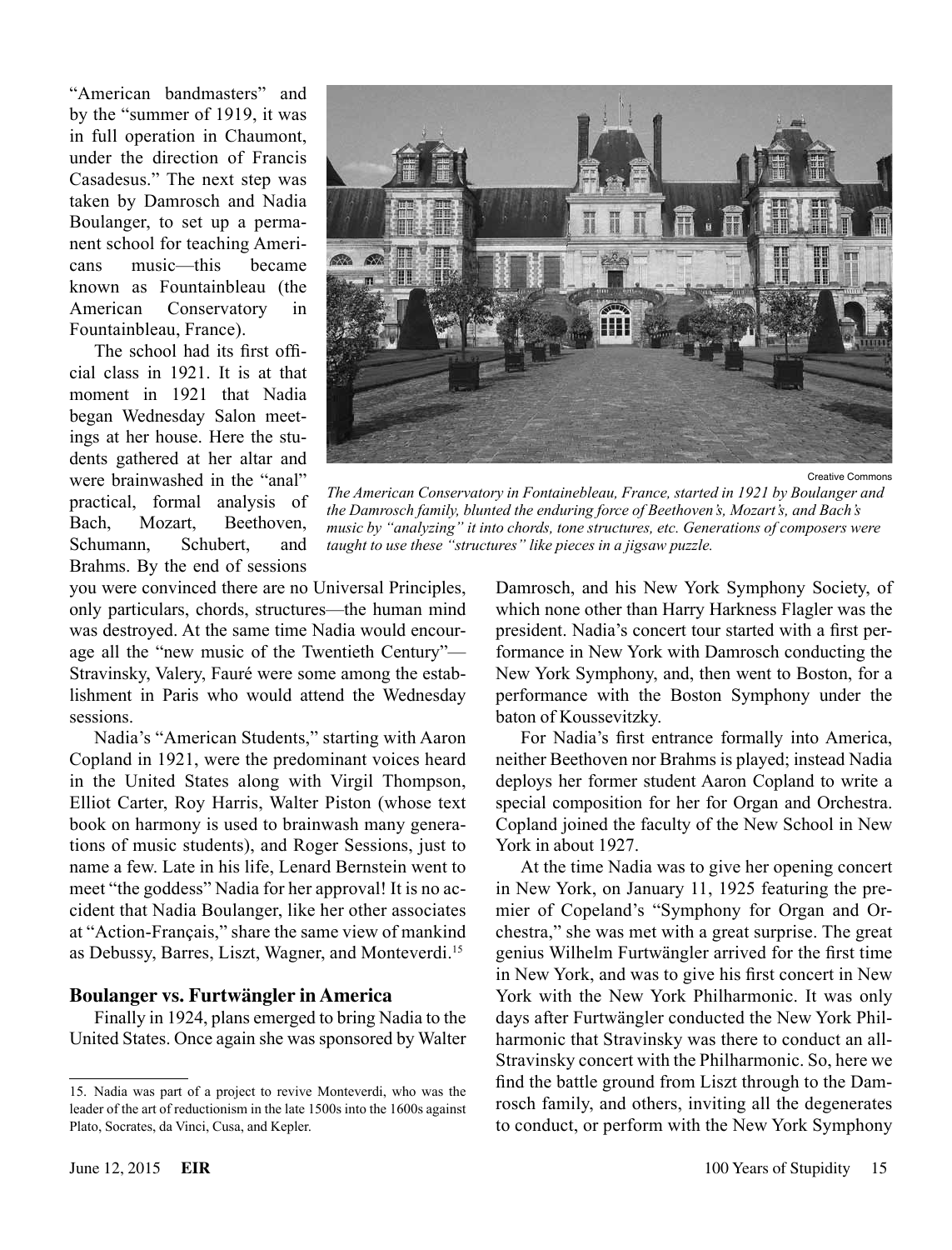"American bandmasters" and by the "summer of 1919, it was in full operation in Chaumont, under the direction of Francis Casadesus." The next step was taken by Damrosch and Nadia Boulanger, to set up a permanent school for teaching Americans music—this became known as Fountainbleau (the American Conservatory in Fountainbleau, France).

The school had its first official class in 1921. It is at that moment in 1921 that Nadia began Wednesday Salon meetings at her house. Here the students gathered at her altar and were brainwashed in the "anal" practical, formal analysis of Bach, Mozart, Beethoven, Schumann, Schubert, and Brahms. By the end of sessions you were convinced there are no Universal Principles, only particulars, chords, structures—the human mind was destroyed. At the same time Nadia would encourage all the "new music of the Twentieth Century"—Stravinsky, Valery, Fauré were some among the establishment in Paris who would attend the Wednesday sessions.

Creative Commons

*The American Conservatory in Fontainebleau, France, started in 1921 by Boulanger and the Damrosch family, blunted the enduring force of Beethoven's, Mozart's, and Bach's music by "analyzing" it into chords, tone structures, etc. Generations of composers were taught to use these "structures" like pieces in a jigsaw puzzle.*

Nadia's "American Students," starting with Aaron Copland in 1921, were the predominant voices heard in the United States along with Virgil Thompson, Elliot Carter, Roy Harris, Walter Piston (whose text book on harmony is used to brainwash many generations of music students), and Roger Sessions, just to name a few. Late in his life, Lenard Bernstein went to meet "the goddess" Nadia for her approval! It is no accident that Nadia Boulanger, like her other associates at "Action-Français," share the same view of mankind as Debussy, Barres, Liszt, Wagner, and Monteverdi.[15]

## Boulanger vs. Furtwängler in America

Finally in 1924, plans emerged to bring Nadia to the United States. Once again she was sponsored by Walter Damrosch, and his New York Symphony Society, of which none other than Harry Harkness Flagler was the president. Nadia's concert tour started with a first performance in New York with Damrosch conducting the New York Symphony, and, then went to Boston, for a performance with the Boston Symphony under the baton of Koussevitzky.

For Nadia's first entrance formally into America, neither Beethoven nor Brahms is played; instead Nadia deploys her former student Aaron Copland to write a special composition for her for Organ and Orchestra. Copland joined the faculty of the New School in New York in about 1927.

At the time Nadia was to give her opening concert in New York, on January 11, 1925 featuring the premier of Copeland's "Symphony for Organ and Orchestra," she was met with a great surprise. The great genius Wilhelm Furtwängler arrived for the first time in New York, and was to give his first concert in New York with the New York Philharmonic. It was only days after Furtwängler conducted the New York Philharmonic that Stravinsky was there to conduct an all-Stravinsky concert with the Philharmonic. So, here we find the battle ground from Liszt through to the Damrosch family, and others, inviting all the degenerates to conduct, or perform with the New York Symphony

---

15. Nadia was part of a project to revive Monteverdi, who was the leader of the art of reductionism in the late 1500s into the 1600s against Plato, Socrates, da Vinci, Cusa, and Kepler.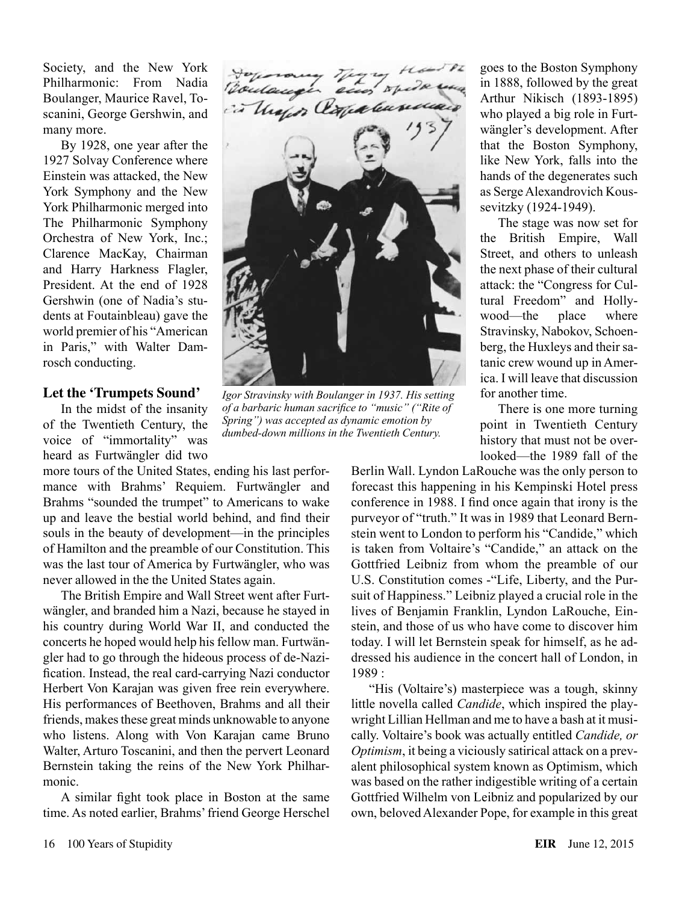Society, and the New York Philharmonic: From Nadia Boulanger, Maurice Ravel, Toscanini, George Gershwin, and many more.

By 1928, one year after the 1927 Solvay Conference where Einstein was attacked, the New York Symphony and the New York Philharmonic merged into The Philharmonic Symphony Orchestra of New York, Inc.; Clarence MacKay, Chairman and Harry Harkness Flagler, President. At the end of 1928 Gershwin (one of Nadia's students at Foutainbleau) gave the world premier of his "American in Paris," with Walter Damrosch conducting.

*Igor Stravinsky with Boulanger in 1937. His setting of a barbaric human sacrifice to "music" ("Rite of Spring") was accepted as dynamic emotion by dumbed-down millions in the Twentieth Century.*

## Let the 'Trumpets Sound'

In the midst of the insanity of the Twentieth Century, the voice of "immortality" was heard as Furtwängler did two more tours of the United States, ending his last performance with Brahms' Requiem. Furtwängler and Brahms "sounded the trumpet" to Americans to wake up and leave the bestial world behind, and find their souls in the beauty of development—in the principles of Hamilton and the preamble of our Constitution. This was the last tour of America by Furtwängler, who was never allowed in the the United States again.

The British Empire and Wall Street went after Furtwängler, and branded him a Nazi, because he stayed in his country during World War II, and conducted the concerts he hoped would help his fellow man. Furtwängler had to go through the hideous process of de-Nazification. Instead, the real card-carrying Nazi conductor Herbert Von Karajan was given free rein everywhere. His performances of Beethoven, Brahms and all their friends, makes these great minds unknowable to anyone who listens. Along with Von Karajan came Bruno Walter, Arturo Toscanini, and then the pervert Leonard Bernstein taking the reins of the New York Philharmonic.

A similar fight took place in Boston at the same time. As noted earlier, Brahms' friend George Herschel goes to the Boston Symphony in 1888, followed by the great Arthur Nikisch (1893-1895) who played a big role in Furtwängler's development. After that the Boston Symphony, like New York, falls into the hands of the degenerates such as Serge Alexandrovich Koussevitzky (1924-1949).

The stage was now set for the British Empire, Wall Street, and others to unleash the next phase of their cultural attack: the "Congress for Cultural Freedom" and Hollywood—the place where Stravinsky, Nabokov, Schoenberg, the Huxleys and their satanic crew wound up in America. I will leave that discussion for another time.

There is one more turning point in Twentieth Century history that must not be overlooked—the 1989 fall of the Berlin Wall. Lyndon LaRouche was the only person to forecast this happening in his Kempinski Hotel press conference in 1988. I find once again that irony is the purveyor of "truth." It was in 1989 that Leonard Bernstein went to London to perform his "Candide," which is taken from Voltaire's "Candide," an attack on the Gottfried Leibniz from whom the preamble of our U.S. Constitution comes -"Life, Liberty, and the Pursuit of Happiness." Leibniz played a crucial role in the lives of Benjamin Franklin, Lyndon LaRouche, Einstein, and those of us who have come to discover him today. I will let Bernstein speak for himself, as he addressed his audience in the concert hall of London, in 1989 :

"His (Voltaire's) masterpiece was a tough, skinny little novella called *Candide*, which inspired the playwright Lillian Hellman and me to have a bash at it musically. Voltaire's book was actually entitled *Candide, or Optimism*, it being a viciously satirical attack on a prevalent philosophical system known as Optimism, which was based on the rather indigestible writing of a certain Gottfried Wilhelm von Leibniz and popularized by our own, beloved Alexander Pope, for example in this great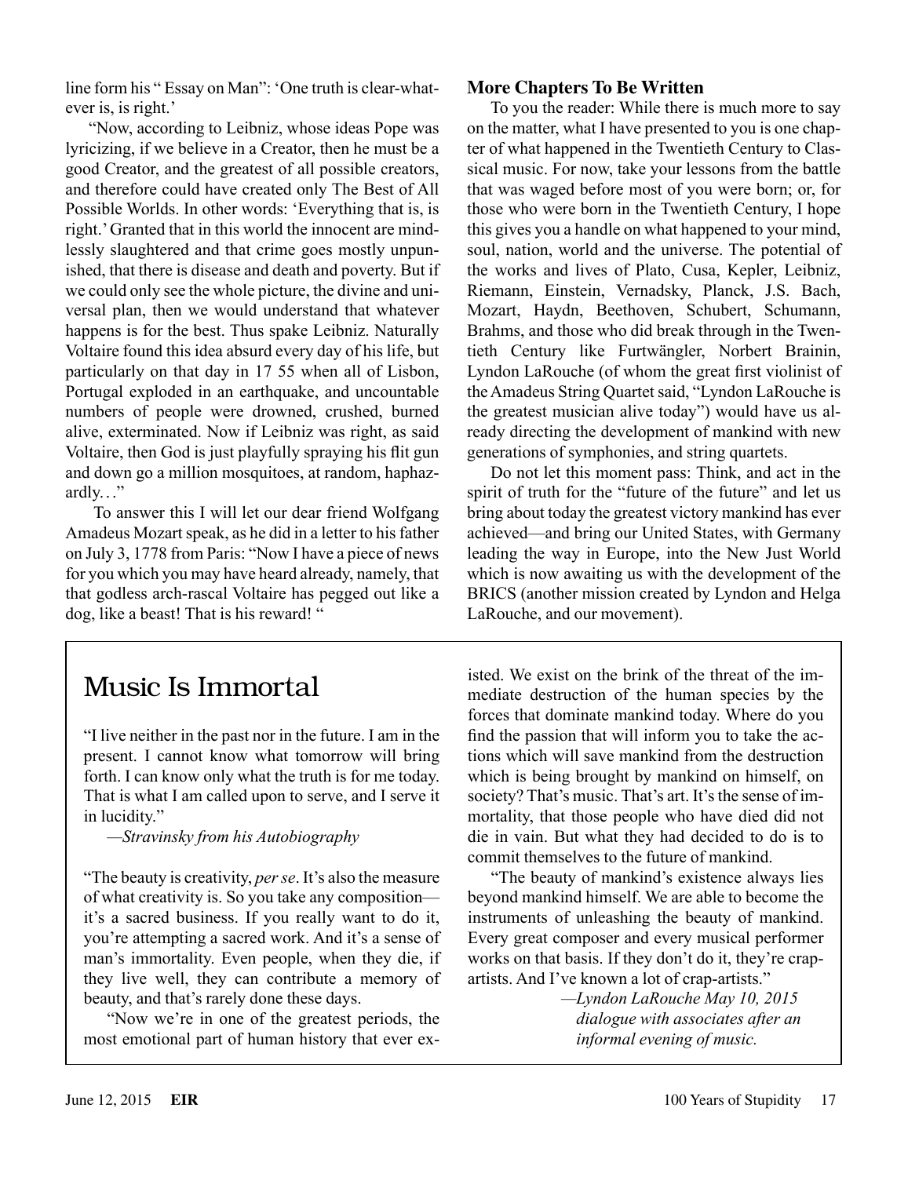line form his " Essay on Man": 'One truth is clear-whatever is, is right.'

"Now, according to Leibniz, whose ideas Pope was lyricizing, if we believe in a Creator, then he must be a good Creator, and the greatest of all possible creators, and therefore could have created only The Best of All Possible Worlds. In other words: 'Everything that is, is right.' Granted that in this world the innocent are mindlessly slaughtered and that crime goes mostly unpunished, that there is disease and death and poverty. But if we could only see the whole picture, the divine and universal plan, then we would understand that whatever happens is for the best. Thus spake Leibniz. Naturally Voltaire found this idea absurd every day of his life, but particularly on that day in 17 55 when all of Lisbon, Portugal exploded in an earthquake, and uncountable numbers of people were drowned, crushed, burned alive, exterminated. Now if Leibniz was right, as said Voltaire, then God is just playfully spraying his flit gun and down go a million mosquitoes, at random, haphazardly. . ."

To answer this I will let our dear friend Wolfgang Amadeus Mozart speak, as he did in a letter to his father on July 3, 1778 from Paris: "Now I have a piece of news for you which you may have heard already, namely, that that godless arch-rascal Voltaire has pegged out like a dog, like a beast! That is his reward! "

### More Chapters To Be Written

To you the reader: While there is much more to say on the matter, what I have presented to you is one chapter of what happened in the Twentieth Century to Classical music. For now, take your lessons from the battle that was waged before most of you were born; or, for those who were born in the Twentieth Century, I hope this gives you a handle on what happened to your mind, soul, nation, world and the universe. The potential of the works and lives of Plato, Cusa, Kepler, Leibniz, Riemann, Einstein, Vernadsky, Planck, J.S. Bach, Mozart, Haydn, Beethoven, Schubert, Schumann, Brahms, and those who did break through in the Twentieth Century like Furtwängler, Norbert Brainin, Lyndon LaRouche (of whom the great first violinist of the Amadeus String Quartet said, "Lyndon LaRouche is the greatest musician alive today") would have us already directing the development of mankind with new generations of symphonies, and string quartets.

Do not let this moment pass: Think, and act in the spirit of truth for the "future of the future" and let us bring about today the greatest victory mankind has ever achieved—and bring our United States, with Germany leading the way in Europe, into the New Just World which is now awaiting us with the development of the BRICS (another mission created by Lyndon and Helga LaRouche, and our movement).

## Music Is Immortal

"I live neither in the past nor in the future. I am in the present. I cannot know what tomorrow will bring forth. I can know only what the truth is for me today. That is what I am called upon to serve, and I serve it in lucidity."

—*Stravinsky from his Autobiography*

"The beauty is creativity, *per se*. It's also the measure of what creativity is. So you take any composition—it's a sacred business. If you really want to do it, you're attempting a sacred work. And it's a sense of man's immortality. Even people, when they die, if they live well, they can contribute a memory of beauty, and that's rarely done these days.

"Now we're in one of the greatest periods, the most emotional part of human history that ever existed. We exist on the brink of the threat of the immediate destruction of the human species by the forces that dominate mankind today. Where do you find the passion that will inform you to take the actions which will save mankind from the destruction which is being brought by mankind on himself, on society? That's music. That's art. It's the sense of immortality, that those people who have died did not die in vain. But what they had decided to do is to commit themselves to the future of mankind.

"The beauty of mankind's existence always lies beyond mankind himself. We are able to become the instruments of unleashing the beauty of mankind. Every great composer and every musical performer works on that basis. If they don't do it, they're crap-artists. And I've known a lot of crap-artists."

—*Lyndon LaRouche May 10, 2015 dialogue with associates after an informal evening of music.*